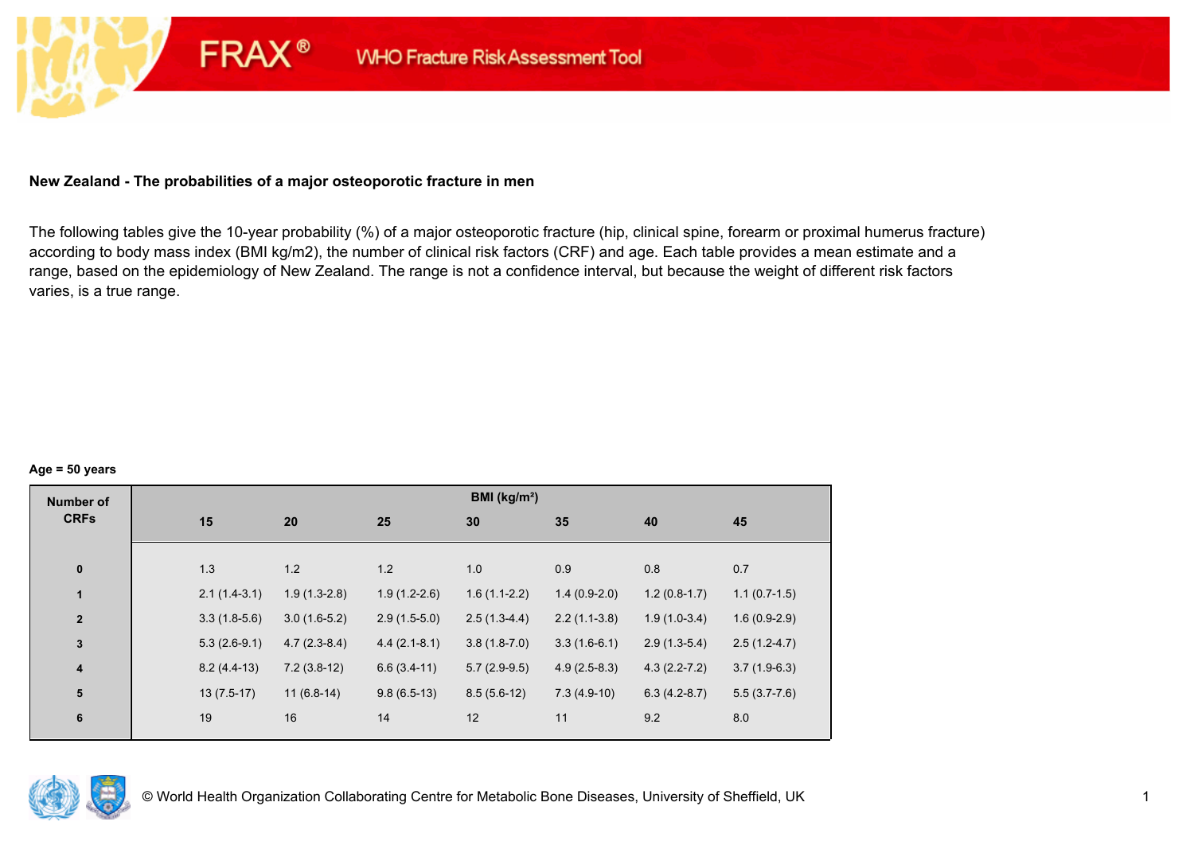**New Zealand - The probabilities of a major osteoporotic fracture in men**

The following tables give the 10-year probability (%) of a major osteoporotic fracture (hip, clinical spine, forearm or proximal humerus fracture) according to body mass index (BMI kg/m2), the number of clinical risk factors (CRF) and age. Each table provides a mean estimate and a range, based on the epidemiology of New Zealand. The range is not a confidence interval, but because the weight of different risk factors varies, is a true range.

**Age = 50 years**

| Number of CRFs | BMI (kg/m²) | | | | | | |
|---|---|---|---|---|---|---|---|
| | 15 | 20 | 25 | 30 | 35 | 40 | 45 |
| 0 | 1.3 | 1.2 | 1.2 | 1.0 | 0.9 | 0.8 | 0.7 |
| 1 | 2.1 (1.4-3.1) | 1.9 (1.3-2.8) | 1.9 (1.2-2.6) | 1.6 (1.1-2.2) | 1.4 (0.9-2.0) | 1.2 (0.8-1.7) | 1.1 (0.7-1.5) |
| 2 | 3.3 (1.8-5.6) | 3.0 (1.6-5.2) | 2.9 (1.5-5.0) | 2.5 (1.3-4.4) | 2.2 (1.1-3.8) | 1.9 (1.0-3.4) | 1.6 (0.9-2.9) |
| 3 | 5.3 (2.6-9.1) | 4.7 (2.3-8.4) | 4.4 (2.1-8.1) | 3.8 (1.8-7.0) | 3.3 (1.6-6.1) | 2.9 (1.3-5.4) | 2.5 (1.2-4.7) |
| 4 | 8.2 (4.4-13) | 7.2 (3.8-12) | 6.6 (3.4-11) | 5.7 (2.9-9.5) | 4.9 (2.5-8.3) | 4.3 (2.2-7.2) | 3.7 (1.9-6.3) |
| 5 | 13 (7.5-17) | 11 (6.8-14) | 9.8 (6.5-13) | 8.5 (5.6-12) | 7.3 (4.9-10) | 6.3 (4.2-8.7) | 5.5 (3.7-7.6) |
| 6 | 19 | 16 | 14 | 12 | 11 | 9.2 | 8.0 |

© World Health Organization Collaborating Centre for Metabolic Bone Diseases, University of Sheffield, UK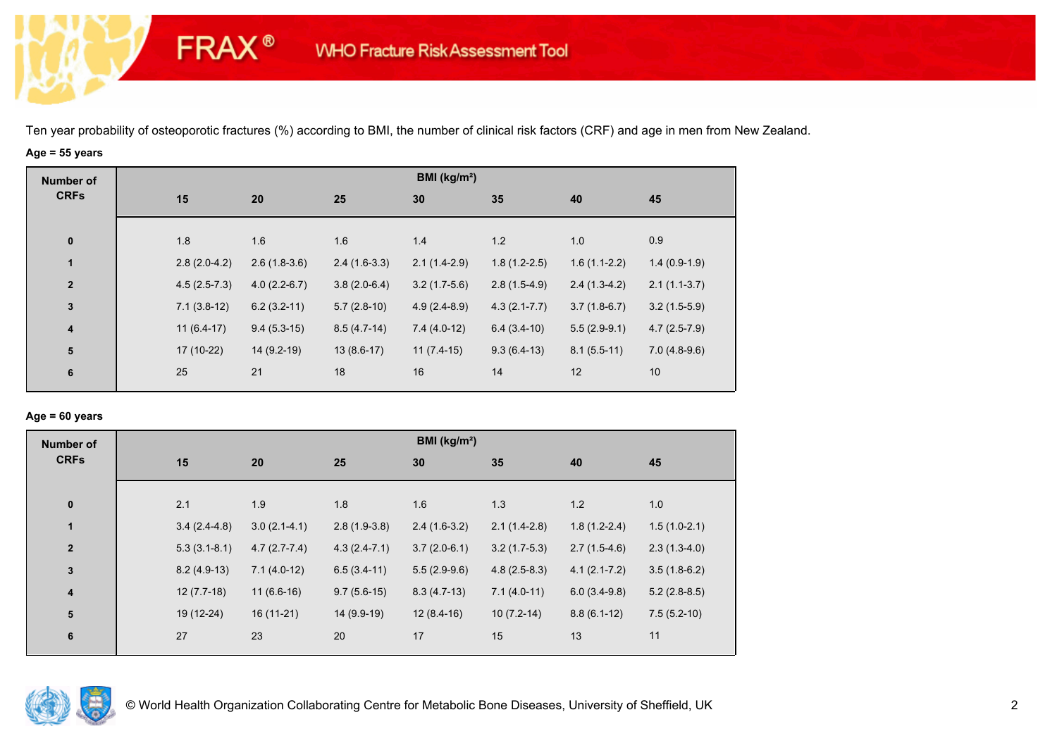FRAX® WHO Fracture Risk Assessment Tool

Ten year probability of osteoporotic fractures (%) according to BMI, the number of clinical risk factors (CRF) and age in men from New Zealand.

**Age = 55 years**

| Number of CRFs | BMI (kg/m²) | | | | | | |
|---|---|---|---|---|---|---|---|
| | 15 | 20 | 25 | 30 | 35 | 40 | 45 |
| 0 | 1.8 | 1.6 | 1.6 | 1.4 | 1.2 | 1.0 | 0.9 |
| 1 | 2.8 (2.0-4.2) | 2.6 (1.8-3.6) | 2.4 (1.6-3.3) | 2.1 (1.4-2.9) | 1.8 (1.2-2.5) | 1.6 (1.1-2.2) | 1.4 (0.9-1.9) |
| 2 | 4.5 (2.5-7.3) | 4.0 (2.2-6.7) | 3.8 (2.0-6.4) | 3.2 (1.7-5.6) | 2.8 (1.5-4.9) | 2.4 (1.3-4.2) | 2.1 (1.1-3.7) |
| 3 | 7.1 (3.8-12) | 6.2 (3.2-11) | 5.7 (2.8-10) | 4.9 (2.4-8.9) | 4.3 (2.1-7.7) | 3.7 (1.8-6.7) | 3.2 (1.5-5.9) |
| 4 | 11 (6.4-17) | 9.4 (5.3-15) | 8.5 (4.7-14) | 7.4 (4.0-12) | 6.4 (3.4-10) | 5.5 (2.9-9.1) | 4.7 (2.5-7.9) |
| 5 | 17 (10-22) | 14 (9.2-19) | 13 (8.6-17) | 11 (7.4-15) | 9.3 (6.4-13) | 8.1 (5.5-11) | 7.0 (4.8-9.6) |
| 6 | 25 | 21 | 18 | 16 | 14 | 12 | 10 |

**Age = 60 years**

| Number of CRFs | BMI (kg/m²) | | | | | | |
|---|---|---|---|---|---|---|---|
| | 15 | 20 | 25 | 30 | 35 | 40 | 45 |
| 0 | 2.1 | 1.9 | 1.8 | 1.6 | 1.3 | 1.2 | 1.0 |
| 1 | 3.4 (2.4-4.8) | 3.0 (2.1-4.1) | 2.8 (1.9-3.8) | 2.4 (1.6-3.2) | 2.1 (1.4-2.8) | 1.8 (1.2-2.4) | 1.5 (1.0-2.1) |
| 2 | 5.3 (3.1-8.1) | 4.7 (2.7-7.4) | 4.3 (2.4-7.1) | 3.7 (2.0-6.1) | 3.2 (1.7-5.3) | 2.7 (1.5-4.6) | 2.3 (1.3-4.0) |
| 3 | 8.2 (4.9-13) | 7.1 (4.0-12) | 6.5 (3.4-11) | 5.5 (2.9-9.6) | 4.8 (2.5-8.3) | 4.1 (2.1-7.2) | 3.5 (1.8-6.2) |
| 4 | 12 (7.7-18) | 11 (6.6-16) | 9.7 (5.6-15) | 8.3 (4.7-13) | 7.1 (4.0-11) | 6.0 (3.4-9.8) | 5.2 (2.8-8.5) |
| 5 | 19 (12-24) | 16 (11-21) | 14 (9.9-19) | 12 (8.4-16) | 10 (7.2-14) | 8.8 (6.1-12) | 7.5 (5.2-10) |
| 6 | 27 | 23 | 20 | 17 | 15 | 13 | 11 |

© World Health Organization Collaborating Centre for Metabolic Bone Diseases, University of Sheffield, UK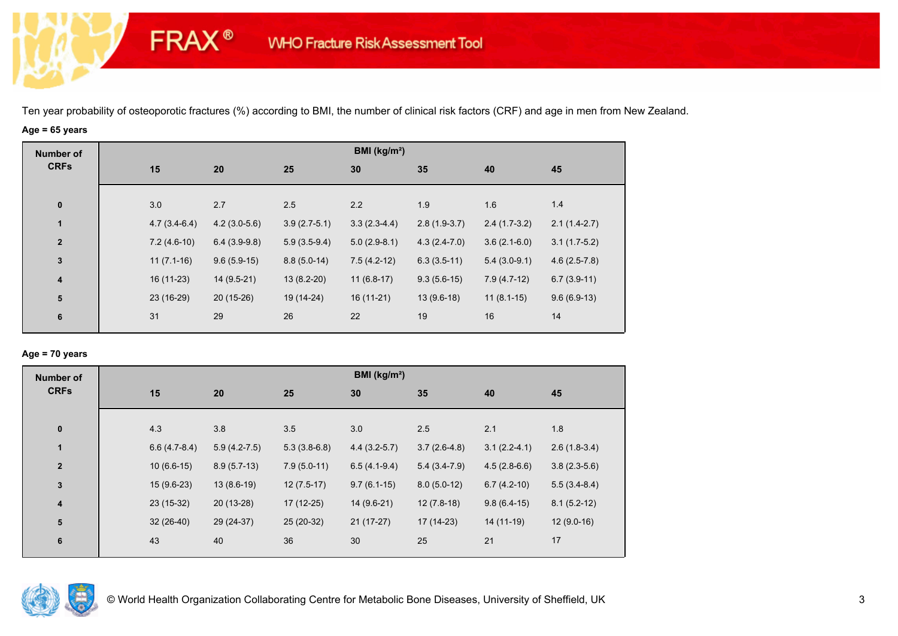FRAX® WHO Fracture Risk Assessment Tool

Ten year probability of osteoporotic fractures (%) according to BMI, the number of clinical risk factors (CRF) and age in men from New Zealand.

**Age = 65 years**

| Number of CRFs | BMI (kg/m²) | | | | | | |
|---|---|---|---|---|---|---|---|
| | 15 | 20 | 25 | 30 | 35 | 40 | 45 |
| 0 | 3.0 | 2.7 | 2.5 | 2.2 | 1.9 | 1.6 | 1.4 |
| 1 | 4.7 (3.4-6.4) | 4.2 (3.0-5.6) | 3.9 (2.7-5.1) | 3.3 (2.3-4.4) | 2.8 (1.9-3.7) | 2.4 (1.7-3.2) | 2.1 (1.4-2.7) |
| 2 | 7.2 (4.6-10) | 6.4 (3.9-9.8) | 5.9 (3.5-9.4) | 5.0 (2.9-8.1) | 4.3 (2.4-7.0) | 3.6 (2.1-6.0) | 3.1 (1.7-5.2) |
| 3 | 11 (7.1-16) | 9.6 (5.9-15) | 8.8 (5.0-14) | 7.5 (4.2-12) | 6.3 (3.5-11) | 5.4 (3.0-9.1) | 4.6 (2.5-7.8) |
| 4 | 16 (11-23) | 14 (9.5-21) | 13 (8.2-20) | 11 (6.8-17) | 9.3 (5.6-15) | 7.9 (4.7-12) | 6.7 (3.9-11) |
| 5 | 23 (16-29) | 20 (15-26) | 19 (14-24) | 16 (11-21) | 13 (9.6-18) | 11 (8.1-15) | 9.6 (6.9-13) |
| 6 | 31 | 29 | 26 | 22 | 19 | 16 | 14 |

**Age = 70 years**

| Number of CRFs | BMI (kg/m²) | | | | | | |
|---|---|---|---|---|---|---|---|
| | 15 | 20 | 25 | 30 | 35 | 40 | 45 |
| 0 | 4.3 | 3.8 | 3.5 | 3.0 | 2.5 | 2.1 | 1.8 |
| 1 | 6.6 (4.7-8.4) | 5.9 (4.2-7.5) | 5.3 (3.8-6.8) | 4.4 (3.2-5.7) | 3.7 (2.6-4.8) | 3.1 (2.2-4.1) | 2.6 (1.8-3.4) |
| 2 | 10 (6.6-15) | 8.9 (5.7-13) | 7.9 (5.0-11) | 6.5 (4.1-9.4) | 5.4 (3.4-7.9) | 4.5 (2.8-6.6) | 3.8 (2.3-5.6) |
| 3 | 15 (9.6-23) | 13 (8.6-19) | 12 (7.5-17) | 9.7 (6.1-15) | 8.0 (5.0-12) | 6.7 (4.2-10) | 5.5 (3.4-8.4) |
| 4 | 23 (15-32) | 20 (13-28) | 17 (12-25) | 14 (9.6-21) | 12 (7.8-18) | 9.8 (6.4-15) | 8.1 (5.2-12) |
| 5 | 32 (26-40) | 29 (24-37) | 25 (20-32) | 21 (17-27) | 17 (14-23) | 14 (11-19) | 12 (9.0-16) |
| 6 | 43 | 40 | 36 | 30 | 25 | 21 | 17 |

© World Health Organization Collaborating Centre for Metabolic Bone Diseases, University of Sheffield, UK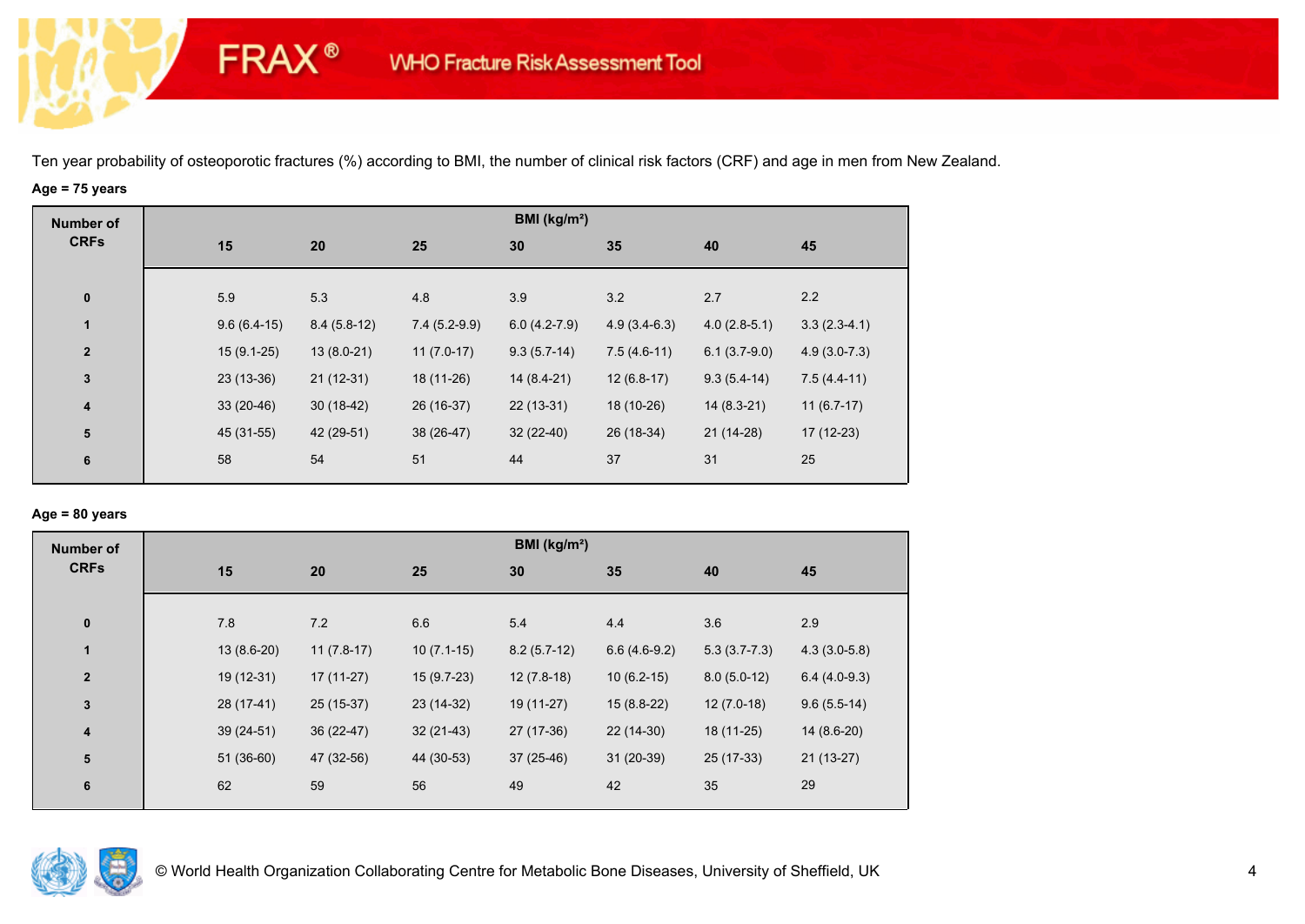Ten year probability of osteoporotic fractures (%) according to BMI, the number of clinical risk factors (CRF) and age in men from New Zealand.

**Age = 75 years**

| Number of CRFs | BMI (kg/m²) | | | | | | |
|---|---|---|---|---|---|---|---|
| | 15 | 20 | 25 | 30 | 35 | 40 | 45 |
| 0 | 5.9 | 5.3 | 4.8 | 3.9 | 3.2 | 2.7 | 2.2 |
| 1 | 9.6 (6.4-15) | 8.4 (5.8-12) | 7.4 (5.2-9.9) | 6.0 (4.2-7.9) | 4.9 (3.4-6.3) | 4.0 (2.8-5.1) | 3.3 (2.3-4.1) |
| 2 | 15 (9.1-25) | 13 (8.0-21) | 11 (7.0-17) | 9.3 (5.7-14) | 7.5 (4.6-11) | 6.1 (3.7-9.0) | 4.9 (3.0-7.3) |
| 3 | 23 (13-36) | 21 (12-31) | 18 (11-26) | 14 (8.4-21) | 12 (6.8-17) | 9.3 (5.4-14) | 7.5 (4.4-11) |
| 4 | 33 (20-46) | 30 (18-42) | 26 (16-37) | 22 (13-31) | 18 (10-26) | 14 (8.3-21) | 11 (6.7-17) |
| 5 | 45 (31-55) | 42 (29-51) | 38 (26-47) | 32 (22-40) | 26 (18-34) | 21 (14-28) | 17 (12-23) |
| 6 | 58 | 54 | 51 | 44 | 37 | 31 | 25 |

**Age = 80 years**

| Number of CRFs | BMI (kg/m²) | | | | | | |
|---|---|---|---|---|---|---|---|
| | 15 | 20 | 25 | 30 | 35 | 40 | 45 |
| 0 | 7.8 | 7.2 | 6.6 | 5.4 | 4.4 | 3.6 | 2.9 |
| 1 | 13 (8.6-20) | 11 (7.8-17) | 10 (7.1-15) | 8.2 (5.7-12) | 6.6 (4.6-9.2) | 5.3 (3.7-7.3) | 4.3 (3.0-5.8) |
| 2 | 19 (12-31) | 17 (11-27) | 15 (9.7-23) | 12 (7.8-18) | 10 (6.2-15) | 8.0 (5.0-12) | 6.4 (4.0-9.3) |
| 3 | 28 (17-41) | 25 (15-37) | 23 (14-32) | 19 (11-27) | 15 (8.8-22) | 12 (7.0-18) | 9.6 (5.5-14) |
| 4 | 39 (24-51) | 36 (22-47) | 32 (21-43) | 27 (17-36) | 22 (14-30) | 18 (11-25) | 14 (8.6-20) |
| 5 | 51 (36-60) | 47 (32-56) | 44 (30-53) | 37 (25-46) | 31 (20-39) | 25 (17-33) | 21 (13-27) |
| 6 | 62 | 59 | 56 | 49 | 42 | 35 | 29 |

© World Health Organization Collaborating Centre for Metabolic Bone Diseases, University of Sheffield, UK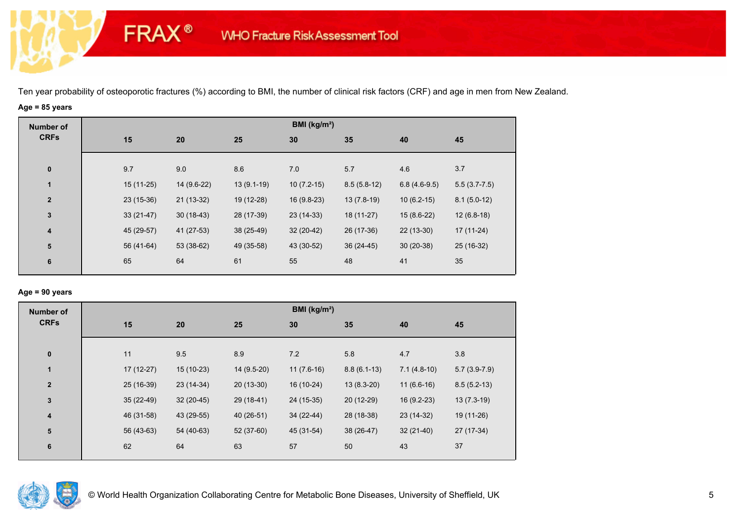FRAX® WHO Fracture Risk Assessment Tool

Ten year probability of osteoporotic fractures (%) according to BMI, the number of clinical risk factors (CRF) and age in men from New Zealand.

**Age = 85 years**

| Number of CRFs | BMI (kg/m²) | | | | | | |
|---|---|---|---|---|---|---|---|
| | 15 | 20 | 25 | 30 | 35 | 40 | 45 |
| 0 | 9.7 | 9.0 | 8.6 | 7.0 | 5.7 | 4.6 | 3.7 |
| 1 | 15 (11-25) | 14 (9.6-22) | 13 (9.1-19) | 10 (7.2-15) | 8.5 (5.8-12) | 6.8 (4.6-9.5) | 5.5 (3.7-7.5) |
| 2 | 23 (15-36) | 21 (13-32) | 19 (12-28) | 16 (9.8-23) | 13 (7.8-19) | 10 (6.2-15) | 8.1 (5.0-12) |
| 3 | 33 (21-47) | 30 (18-43) | 28 (17-39) | 23 (14-33) | 18 (11-27) | 15 (8.6-22) | 12 (6.8-18) |
| 4 | 45 (29-57) | 41 (27-53) | 38 (25-49) | 32 (20-42) | 26 (17-36) | 22 (13-30) | 17 (11-24) |
| 5 | 56 (41-64) | 53 (38-62) | 49 (35-58) | 43 (30-52) | 36 (24-45) | 30 (20-38) | 25 (16-32) |
| 6 | 65 | 64 | 61 | 55 | 48 | 41 | 35 |

**Age = 90 years**

| Number of CRFs | BMI (kg/m²) | | | | | | |
|---|---|---|---|---|---|---|---|
| | 15 | 20 | 25 | 30 | 35 | 40 | 45 |
| 0 | 11 | 9.5 | 8.9 | 7.2 | 5.8 | 4.7 | 3.8 |
| 1 | 17 (12-27) | 15 (10-23) | 14 (9.5-20) | 11 (7.6-16) | 8.8 (6.1-13) | 7.1 (4.8-10) | 5.7 (3.9-7.9) |
| 2 | 25 (16-39) | 23 (14-34) | 20 (13-30) | 16 (10-24) | 13 (8.3-20) | 11 (6.6-16) | 8.5 (5.2-13) |
| 3 | 35 (22-49) | 32 (20-45) | 29 (18-41) | 24 (15-35) | 20 (12-29) | 16 (9.2-23) | 13 (7.3-19) |
| 4 | 46 (31-58) | 43 (29-55) | 40 (26-51) | 34 (22-44) | 28 (18-38) | 23 (14-32) | 19 (11-26) |
| 5 | 56 (43-63) | 54 (40-63) | 52 (37-60) | 45 (31-54) | 38 (26-47) | 32 (21-40) | 27 (17-34) |
| 6 | 62 | 64 | 63 | 57 | 50 | 43 | 37 |

© World Health Organization Collaborating Centre for Metabolic Bone Diseases, University of Sheffield, UK